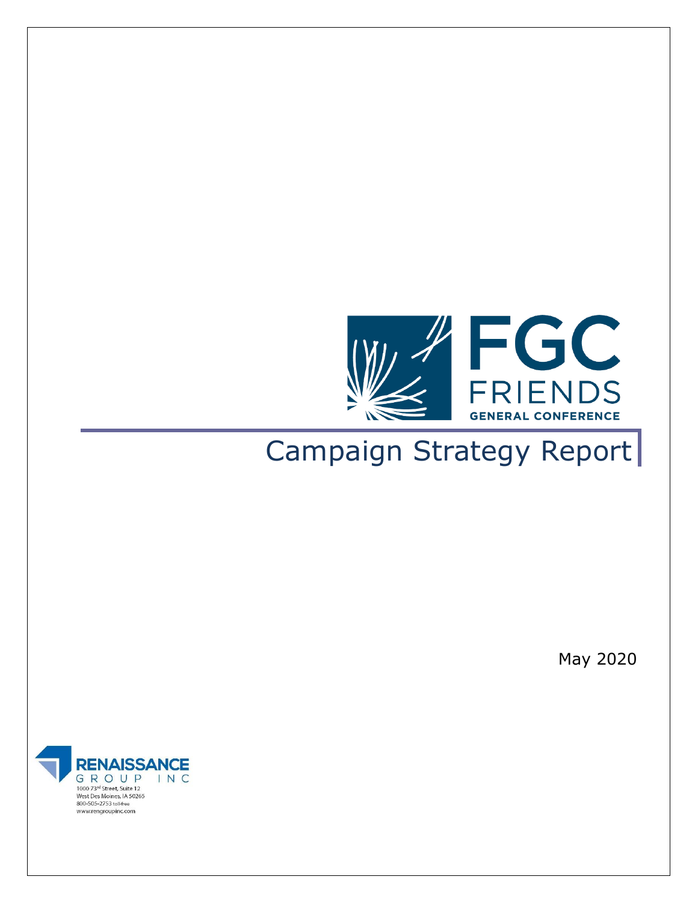FGC
FRIENDS
GENERAL CONFERENCE

# Campaign Strategy Report

May 2020

RENAISSANCE
GROUP INC
1000 73rd Street, Suite 12
West Des Moines, IA 50265
800-505-2753 toll-free
www.rengroupinc.com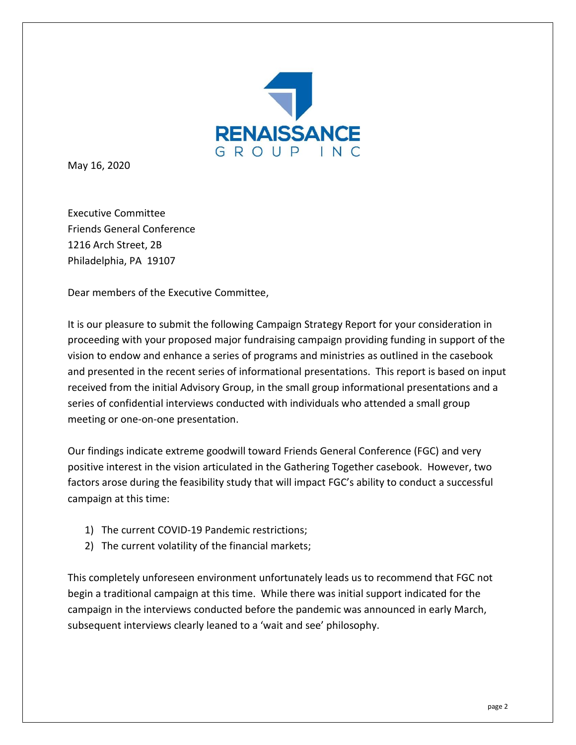May 16, 2020

Executive Committee
Friends General Conference
1216 Arch Street, 2B
Philadelphia, PA 19107

Dear members of the Executive Committee,

It is our pleasure to submit the following Campaign Strategy Report for your consideration in proceeding with your proposed major fundraising campaign providing funding in support of the vision to endow and enhance a series of programs and ministries as outlined in the casebook and presented in the recent series of informational presentations. This report is based on input received from the initial Advisory Group, in the small group informational presentations and a series of confidential interviews conducted with individuals who attended a small group meeting or one-on-one presentation.

Our findings indicate extreme goodwill toward Friends General Conference (FGC) and very positive interest in the vision articulated in the Gathering Together casebook. However, two factors arose during the feasibility study that will impact FGC's ability to conduct a successful campaign at this time:

1) The current COVID-19 Pandemic restrictions;
2) The current volatility of the financial markets;

This completely unforeseen environment unfortunately leads us to recommend that FGC not begin a traditional campaign at this time. While there was initial support indicated for the campaign in the interviews conducted before the pandemic was announced in early March, subsequent interviews clearly leaned to a 'wait and see' philosophy.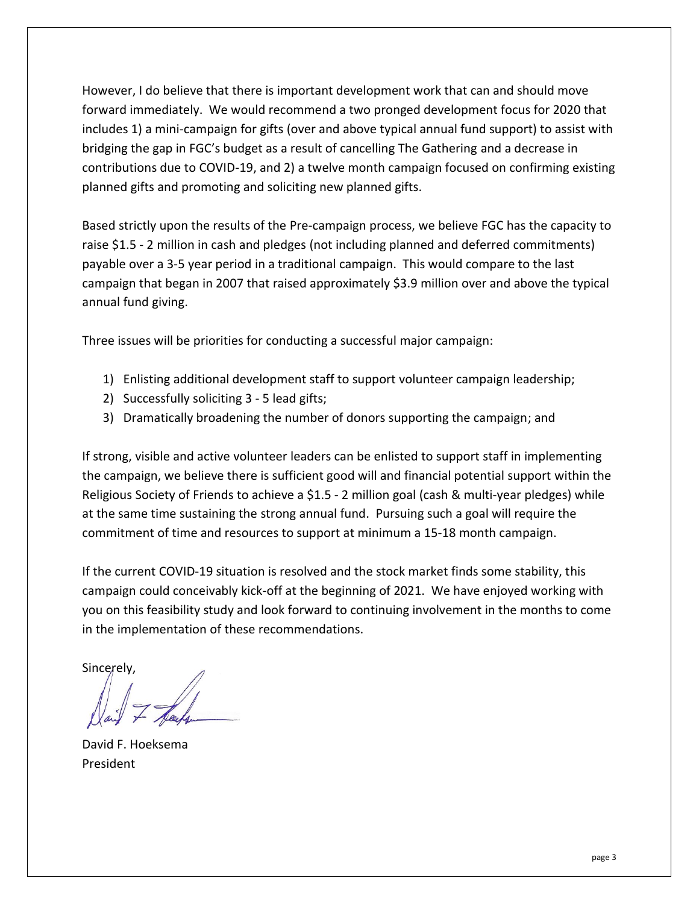However, I do believe that there is important development work that can and should move forward immediately. We would recommend a two pronged development focus for 2020 that includes 1) a mini-campaign for gifts (over and above typical annual fund support) to assist with bridging the gap in FGC's budget as a result of cancelling The Gathering and a decrease in contributions due to COVID-19, and 2) a twelve month campaign focused on confirming existing planned gifts and promoting and soliciting new planned gifts.

Based strictly upon the results of the Pre-campaign process, we believe FGC has the capacity to raise $1.5 - 2 million in cash and pledges (not including planned and deferred commitments) payable over a 3-5 year period in a traditional campaign. This would compare to the last campaign that began in 2007 that raised approximately $3.9 million over and above the typical annual fund giving.

Three issues will be priorities for conducting a successful major campaign:

1) Enlisting additional development staff to support volunteer campaign leadership;
2) Successfully soliciting 3 - 5 lead gifts;
3) Dramatically broadening the number of donors supporting the campaign; and

If strong, visible and active volunteer leaders can be enlisted to support staff in implementing the campaign, we believe there is sufficient good will and financial potential support within the Religious Society of Friends to achieve a $1.5 - 2 million goal (cash & multi-year pledges) while at the same time sustaining the strong annual fund. Pursuing such a goal will require the commitment of time and resources to support at minimum a 15-18 month campaign.

If the current COVID-19 situation is resolved and the stock market finds some stability, this campaign could conceivably kick-off at the beginning of 2021. We have enjoyed working with you on this feasibility study and look forward to continuing involvement in the months to come in the implementation of these recommendations.

Sincerely,

David F. Hoeksema
President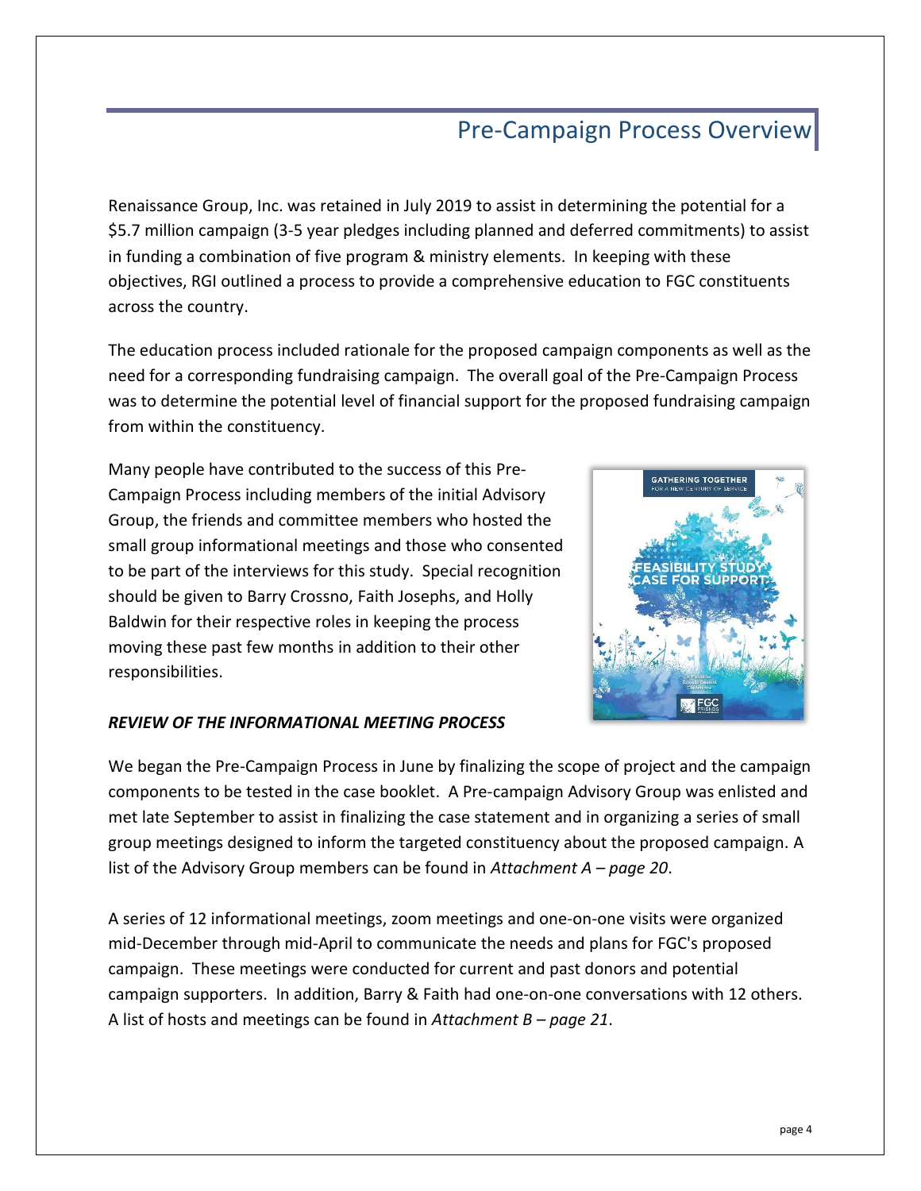# Pre-Campaign Process Overview

Renaissance Group, Inc. was retained in July 2019 to assist in determining the potential for a $5.7 million campaign (3-5 year pledges including planned and deferred commitments) to assist in funding a combination of five program & ministry elements. In keeping with these objectives, RGI outlined a process to provide a comprehensive education to FGC constituents across the country.

The education process included rationale for the proposed campaign components as well as the need for a corresponding fundraising campaign. The overall goal of the Pre-Campaign Process was to determine the potential level of financial support for the proposed fundraising campaign from within the constituency.

Many people have contributed to the success of this Pre-Campaign Process including members of the initial Advisory Group, the friends and committee members who hosted the small group informational meetings and those who consented to be part of the interviews for this study. Special recognition should be given to Barry Crossno, Faith Josephs, and Holly Baldwin for their respective roles in keeping the process moving these past few months in addition to their other responsibilities.

***REVIEW OF THE INFORMATIONAL MEETING PROCESS***

We began the Pre-Campaign Process in June by finalizing the scope of project and the campaign components to be tested in the case booklet. A Pre-campaign Advisory Group was enlisted and met late September to assist in finalizing the case statement and in organizing a series of small group meetings designed to inform the targeted constituency about the proposed campaign. A list of the Advisory Group members can be found in *Attachment A – page 20*.

A series of 12 informational meetings, zoom meetings and one-on-one visits were organized mid-December through mid-April to communicate the needs and plans for FGC's proposed campaign. These meetings were conducted for current and past donors and potential campaign supporters. In addition, Barry & Faith had one-on-one conversations with 12 others. A list of hosts and meetings can be found in *Attachment B – page 21*.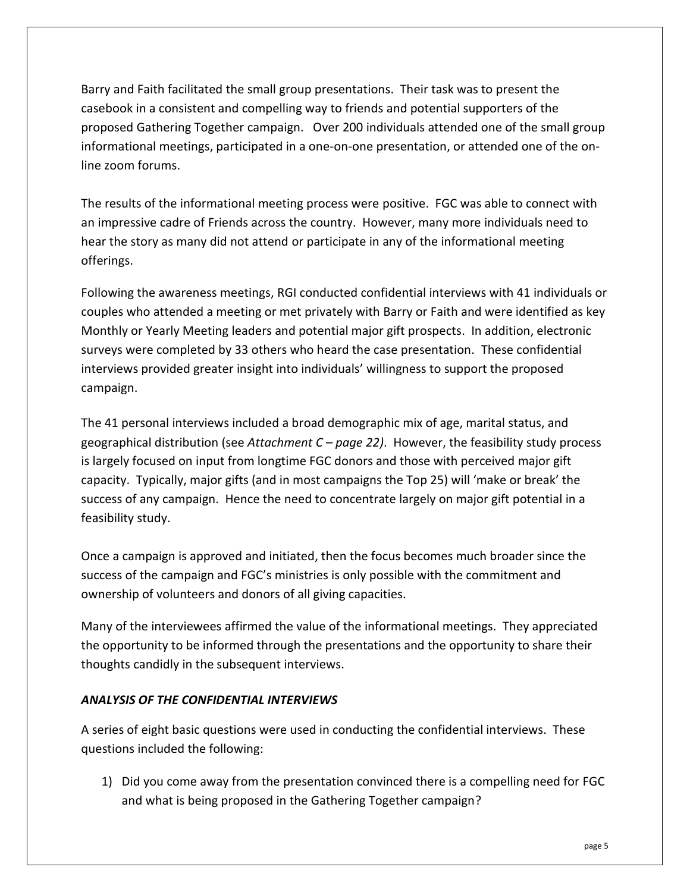Barry and Faith facilitated the small group presentations. Their task was to present the casebook in a consistent and compelling way to friends and potential supporters of the proposed Gathering Together campaign. Over 200 individuals attended one of the small group informational meetings, participated in a one-on-one presentation, or attended one of the on-line zoom forums.

The results of the informational meeting process were positive. FGC was able to connect with an impressive cadre of Friends across the country. However, many more individuals need to hear the story as many did not attend or participate in any of the informational meeting offerings.

Following the awareness meetings, RGI conducted confidential interviews with 41 individuals or couples who attended a meeting or met privately with Barry or Faith and were identified as key Monthly or Yearly Meeting leaders and potential major gift prospects. In addition, electronic surveys were completed by 33 others who heard the case presentation. These confidential interviews provided greater insight into individuals' willingness to support the proposed campaign.

The 41 personal interviews included a broad demographic mix of age, marital status, and geographical distribution (see *Attachment C – page 22)*. However, the feasibility study process is largely focused on input from longtime FGC donors and those with perceived major gift capacity. Typically, major gifts (and in most campaigns the Top 25) will 'make or break' the success of any campaign. Hence the need to concentrate largely on major gift potential in a feasibility study.

Once a campaign is approved and initiated, then the focus becomes much broader since the success of the campaign and FGC's ministries is only possible with the commitment and ownership of volunteers and donors of all giving capacities.

Many of the interviewees affirmed the value of the informational meetings. They appreciated the opportunity to be informed through the presentations and the opportunity to share their thoughts candidly in the subsequent interviews.

### *ANALYSIS OF THE CONFIDENTIAL INTERVIEWS*

A series of eight basic questions were used in conducting the confidential interviews. These questions included the following:

1) Did you come away from the presentation convinced there is a compelling need for FGC and what is being proposed in the Gathering Together campaign?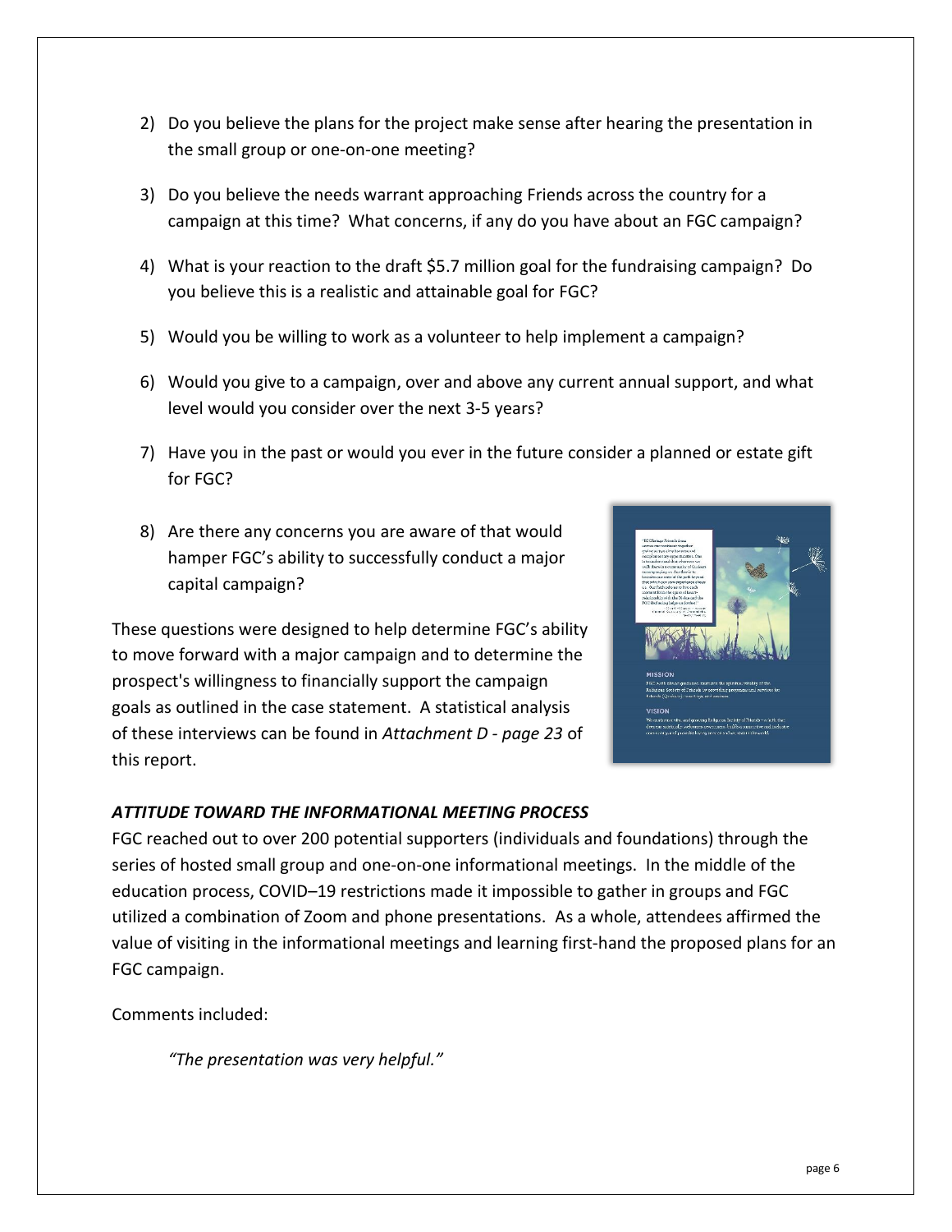2) Do you believe the plans for the project make sense after hearing the presentation in the small group or one-on-one meeting?

3) Do you believe the needs warrant approaching Friends across the country for a campaign at this time? What concerns, if any do you have about an FGC campaign?

4) What is your reaction to the draft $5.7 million goal for the fundraising campaign? Do you believe this is a realistic and attainable goal for FGC?

5) Would you be willing to work as a volunteer to help implement a campaign?

6) Would you give to a campaign, over and above any current annual support, and what level would you consider over the next 3-5 years?

7) Have you in the past or would you ever in the future consider a planned or estate gift for FGC?

8) Are there any concerns you are aware of that would hamper FGC's ability to successfully conduct a major capital campaign?

These questions were designed to help determine FGC's ability to move forward with a major campaign and to determine the prospect's willingness to financially support the campaign goals as outlined in the case statement. A statistical analysis of these interviews can be found in *Attachment D - page 23* of this report.

### *ATTITUDE TOWARD THE INFORMATIONAL MEETING PROCESS*

FGC reached out to over 200 potential supporters (individuals and foundations) through the series of hosted small group and one-on-one informational meetings. In the middle of the education process, COVID–19 restrictions made it impossible to gather in groups and FGC utilized a combination of Zoom and phone presentations. As a whole, attendees affirmed the value of visiting in the informational meetings and learning first-hand the proposed plans for an FGC campaign.

Comments included:

> *"The presentation was very helpful."*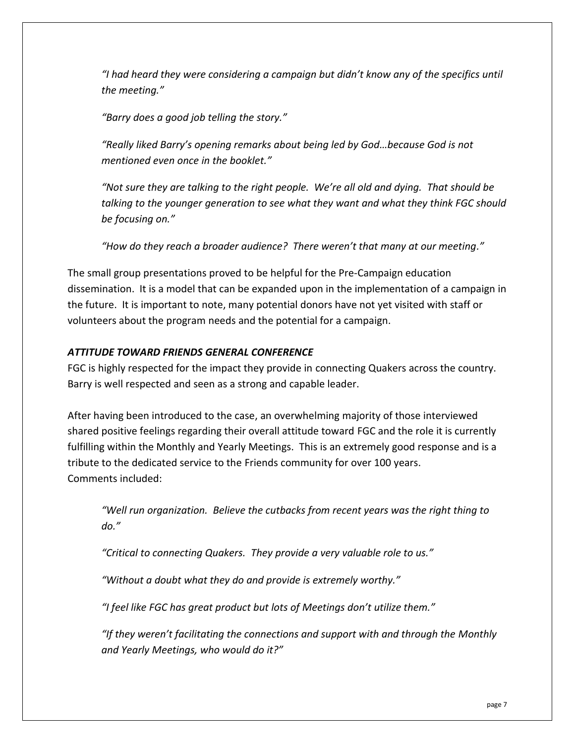*"I had heard they were considering a campaign but didn't know any of the specifics until the meeting."*

*"Barry does a good job telling the story."*

*"Really liked Barry's opening remarks about being led by God…because God is not mentioned even once in the booklet."*

*"Not sure they are talking to the right people. We're all old and dying. That should be talking to the younger generation to see what they want and what they think FGC should be focusing on."*

*"How do they reach a broader audience? There weren't that many at our meeting."*

The small group presentations proved to be helpful for the Pre-Campaign education dissemination. It is a model that can be expanded upon in the implementation of a campaign in the future. It is important to note, many potential donors have not yet visited with staff or volunteers about the program needs and the potential for a campaign.

***ATTITUDE TOWARD FRIENDS GENERAL CONFERENCE***

FGC is highly respected for the impact they provide in connecting Quakers across the country. Barry is well respected and seen as a strong and capable leader.

After having been introduced to the case, an overwhelming majority of those interviewed shared positive feelings regarding their overall attitude toward FGC and the role it is currently fulfilling within the Monthly and Yearly Meetings. This is an extremely good response and is a tribute to the dedicated service to the Friends community for over 100 years.
Comments included:

*"Well run organization. Believe the cutbacks from recent years was the right thing to do."*

*"Critical to connecting Quakers. They provide a very valuable role to us."*

*"Without a doubt what they do and provide is extremely worthy."*

*"I feel like FGC has great product but lots of Meetings don't utilize them."*

*"If they weren't facilitating the connections and support with and through the Monthly and Yearly Meetings, who would do it?"*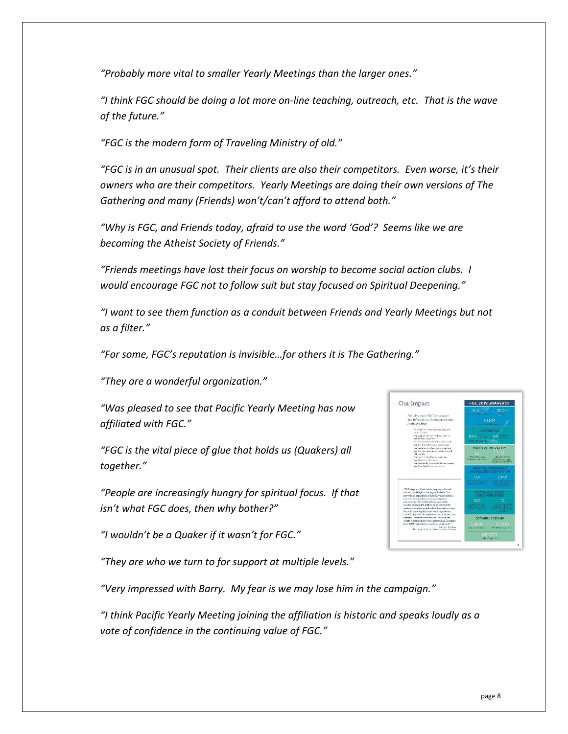*"Probably more vital to smaller Yearly Meetings than the larger ones."*

*"I think FGC should be doing a lot more on-line teaching, outreach, etc.  That is the wave of the future."*

*"FGC is the modern form of Traveling Ministry of old."*

*"FGC is in an unusual spot.  Their clients are also their competitors.  Even worse, it's their owners who are their competitors.  Yearly Meetings are doing their own versions of The Gathering and many (Friends) won't/can't afford to attend both."*

*"Why is FGC, and Friends today, afraid to use the word 'God'?  Seems like we are becoming the Atheist Society of Friends."*

*"Friends meetings have lost their focus on worship to become social action clubs.  I would encourage FGC not to follow suit but stay focused on Spiritual Deepening."*

*"I want to see them function as a conduit between Friends and Yearly Meetings but not as a filter."*

*"For some, FGC's reputation is invisible…for others it is The Gathering."*

*"They are a wonderful organization."*

*"Was pleased to see that Pacific Yearly Meeting has now affiliated with FGC."*

*"FGC is the vital piece of glue that holds us (Quakers) all together."*

*"People are increasingly hungry for spiritual focus.  If that isn't what FGC does, then why bother?"*

*"I wouldn't be a Quaker if it wasn't for FGC."*

*"They are who we turn to for support at multiple levels."*

*"Very impressed with Barry.  My fear is we may lose him in the campaign."*

*"I think Pacific Yearly Meeting joining the affiliation is historic and speaks loudly as a vote of confidence in the continuing value of FGC."*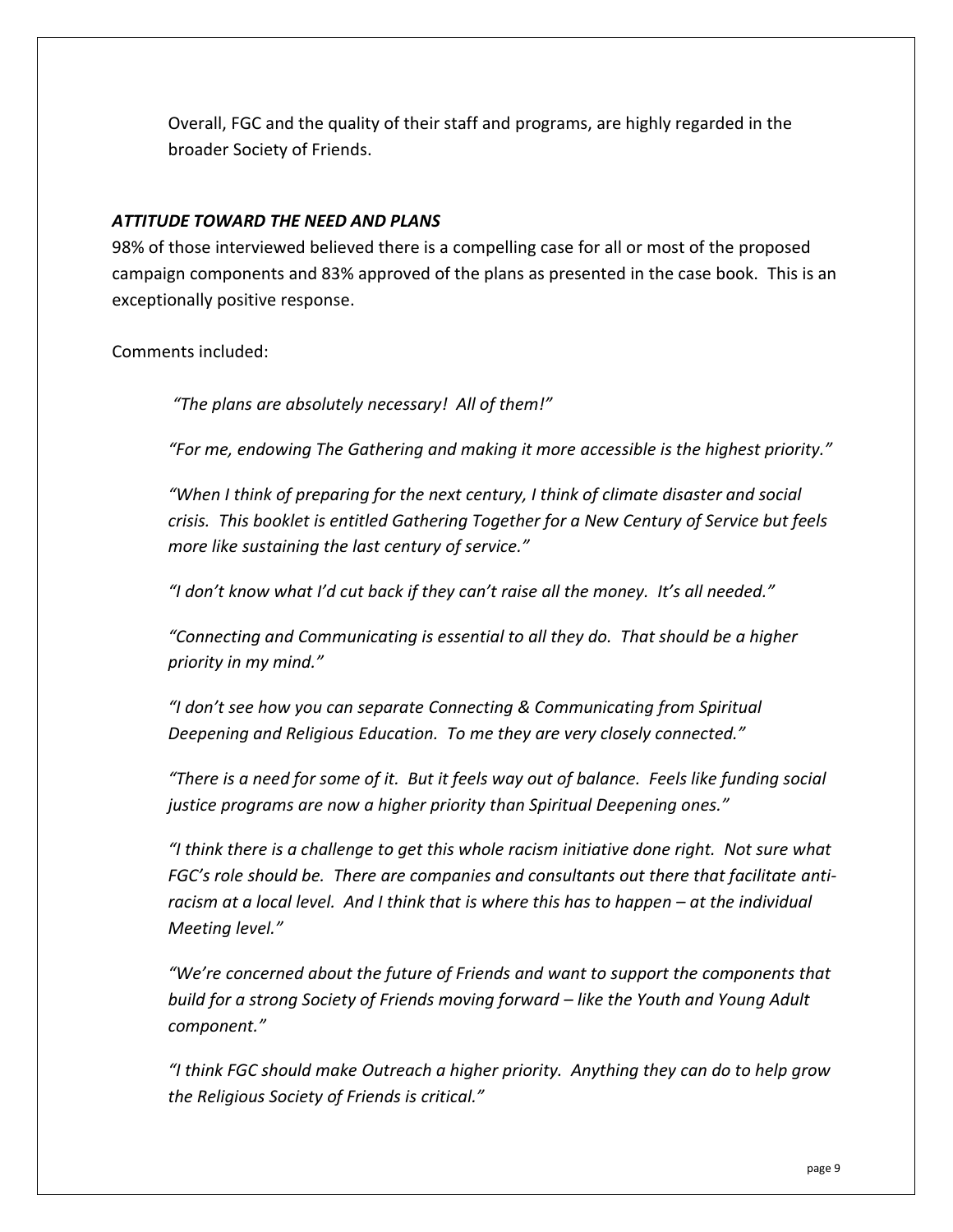Overall, FGC and the quality of their staff and programs, are highly regarded in the broader Society of Friends.

### ***ATTITUDE TOWARD THE NEED AND PLANS***

98% of those interviewed believed there is a compelling case for all or most of the proposed campaign components and 83% approved of the plans as presented in the case book. This is an exceptionally positive response.

Comments included:

> *"The plans are absolutely necessary! All of them!"*
>
> *"For me, endowing The Gathering and making it more accessible is the highest priority."*
>
> *"When I think of preparing for the next century, I think of climate disaster and social crisis. This booklet is entitled Gathering Together for a New Century of Service but feels more like sustaining the last century of service."*
>
> *"I don't know what I'd cut back if they can't raise all the money. It's all needed."*
>
> *"Connecting and Communicating is essential to all they do. That should be a higher priority in my mind."*
>
> *"I don't see how you can separate Connecting & Communicating from Spiritual Deepening and Religious Education. To me they are very closely connected."*
>
> *"There is a need for some of it. But it feels way out of balance. Feels like funding social justice programs are now a higher priority than Spiritual Deepening ones."*
>
> *"I think there is a challenge to get this whole racism initiative done right. Not sure what FGC's role should be. There are companies and consultants out there that facilitate anti-racism at a local level. And I think that is where this has to happen – at the individual Meeting level."*
>
> *"We're concerned about the future of Friends and want to support the components that build for a strong Society of Friends moving forward – like the Youth and Young Adult component."*
>
> *"I think FGC should make Outreach a higher priority. Anything they can do to help grow the Religious Society of Friends is critical."*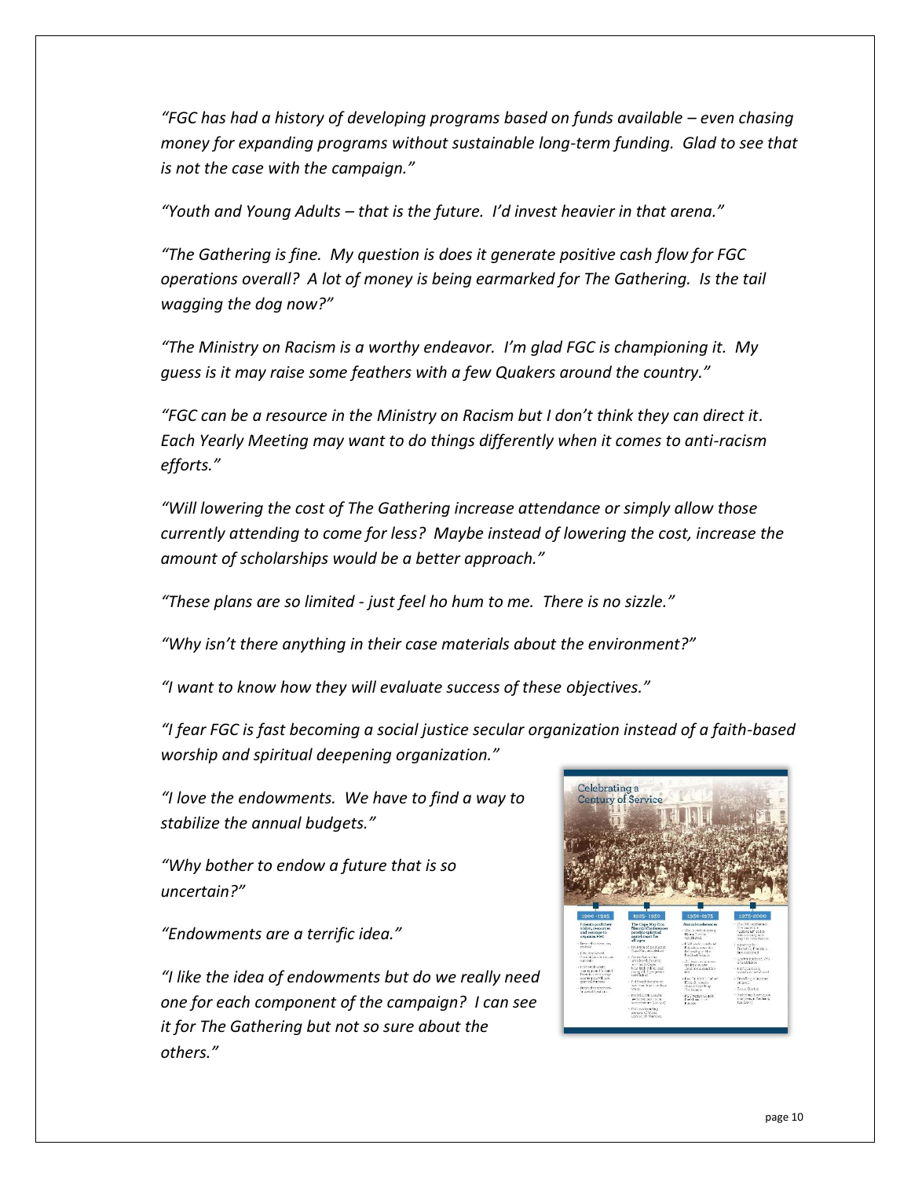*"FGC has had a history of developing programs based on funds available – even chasing money for expanding programs without sustainable long-term funding. Glad to see that is not the case with the campaign."*

*"Youth and Young Adults – that is the future. I'd invest heavier in that arena."*

*"The Gathering is fine. My question is does it generate positive cash flow for FGC operations overall? A lot of money is being earmarked for The Gathering. Is the tail wagging the dog now?"*

*"The Ministry on Racism is a worthy endeavor. I'm glad FGC is championing it. My guess is it may raise some feathers with a few Quakers around the country."*

*"FGC can be a resource in the Ministry on Racism but I don't think they can direct it. Each Yearly Meeting may want to do things differently when it comes to anti-racism efforts."*

*"Will lowering the cost of The Gathering increase attendance or simply allow those currently attending to come for less? Maybe instead of lowering the cost, increase the amount of scholarships would be a better approach."*

*"These plans are so limited - just feel ho hum to me. There is no sizzle."*

*"Why isn't there anything in their case materials about the environment?"*

*"I want to know how they will evaluate success of these objectives."*

*"I fear FGC is fast becoming a social justice secular organization instead of a faith-based worship and spiritual deepening organization."*

*"I love the endowments. We have to find a way to stabilize the annual budgets."*

*"Why bother to endow a future that is so uncertain?"*

*"Endowments are a terrific idea."*

*"I like the idea of endowments but do we really need one for each component of the campaign? I can see it for The Gathering but not so sure about the others."*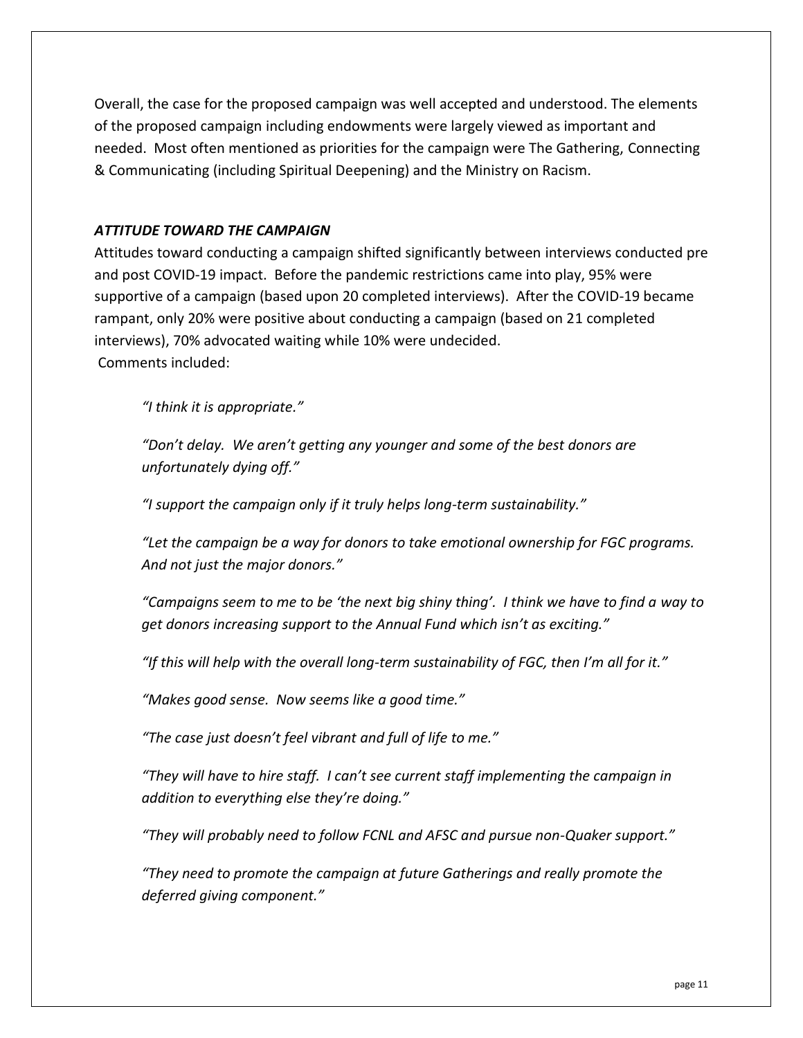Overall, the case for the proposed campaign was well accepted and understood. The elements of the proposed campaign including endowments were largely viewed as important and needed. Most often mentioned as priorities for the campaign were The Gathering, Connecting & Communicating (including Spiritual Deepening) and the Ministry on Racism.

### *ATTITUDE TOWARD THE CAMPAIGN*

Attitudes toward conducting a campaign shifted significantly between interviews conducted pre and post COVID-19 impact. Before the pandemic restrictions came into play, 95% were supportive of a campaign (based upon 20 completed interviews). After the COVID-19 became rampant, only 20% were positive about conducting a campaign (based on 21 completed interviews), 70% advocated waiting while 10% were undecided.

Comments included:

> *"I think it is appropriate."*
>
> *"Don't delay. We aren't getting any younger and some of the best donors are unfortunately dying off."*
>
> *"I support the campaign only if it truly helps long-term sustainability."*
>
> *"Let the campaign be a way for donors to take emotional ownership for FGC programs. And not just the major donors."*
>
> *"Campaigns seem to me to be 'the next big shiny thing'. I think we have to find a way to get donors increasing support to the Annual Fund which isn't as exciting."*
>
> *"If this will help with the overall long-term sustainability of FGC, then I'm all for it."*
>
> *"Makes good sense. Now seems like a good time."*
>
> *"The case just doesn't feel vibrant and full of life to me."*
>
> *"They will have to hire staff. I can't see current staff implementing the campaign in addition to everything else they're doing."*
>
> *"They will probably need to follow FCNL and AFSC and pursue non-Quaker support."*
>
> *"They need to promote the campaign at future Gatherings and really promote the deferred giving component."*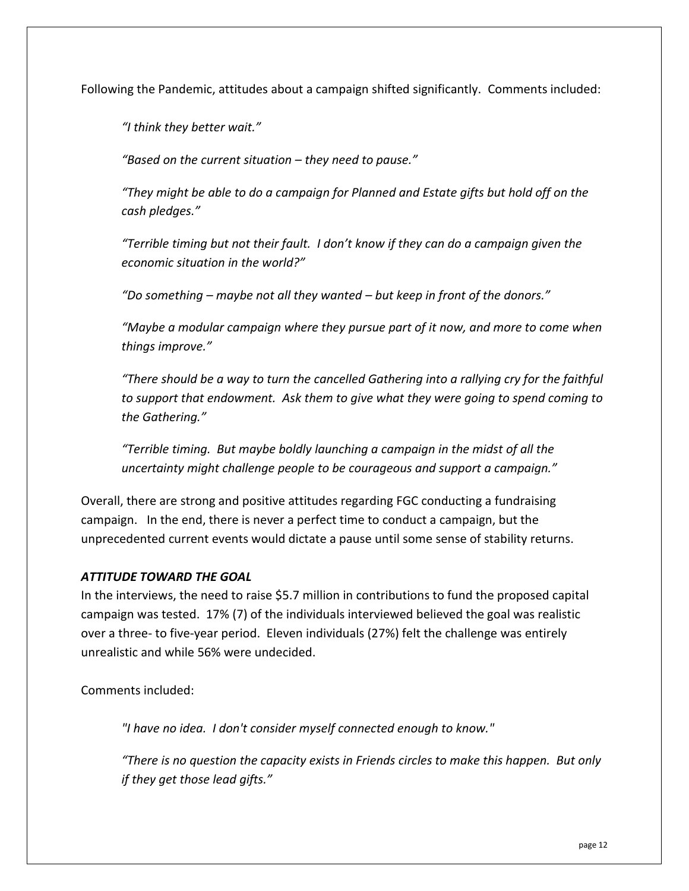Following the Pandemic, attitudes about a campaign shifted significantly. Comments included:

> *"I think they better wait."*
>
> *"Based on the current situation – they need to pause."*
>
> *"They might be able to do a campaign for Planned and Estate gifts but hold off on the cash pledges."*
>
> *"Terrible timing but not their fault. I don't know if they can do a campaign given the economic situation in the world?"*
>
> *"Do something – maybe not all they wanted – but keep in front of the donors."*
>
> *"Maybe a modular campaign where they pursue part of it now, and more to come when things improve."*
>
> *"There should be a way to turn the cancelled Gathering into a rallying cry for the faithful to support that endowment. Ask them to give what they were going to spend coming to the Gathering."*
>
> *"Terrible timing. But maybe boldly launching a campaign in the midst of all the uncertainty might challenge people to be courageous and support a campaign."*

Overall, there are strong and positive attitudes regarding FGC conducting a fundraising campaign. In the end, there is never a perfect time to conduct a campaign, but the unprecedented current events would dictate a pause until some sense of stability returns.

### ***ATTITUDE TOWARD THE GOAL***

In the interviews, the need to raise $5.7 million in contributions to fund the proposed capital campaign was tested. 17% (7) of the individuals interviewed believed the goal was realistic over a three- to five-year period. Eleven individuals (27%) felt the challenge was entirely unrealistic and while 56% were undecided.

Comments included:

> *"I have no idea. I don't consider myself connected enough to know."*
>
> *"There is no question the capacity exists in Friends circles to make this happen. But only if they get those lead gifts."*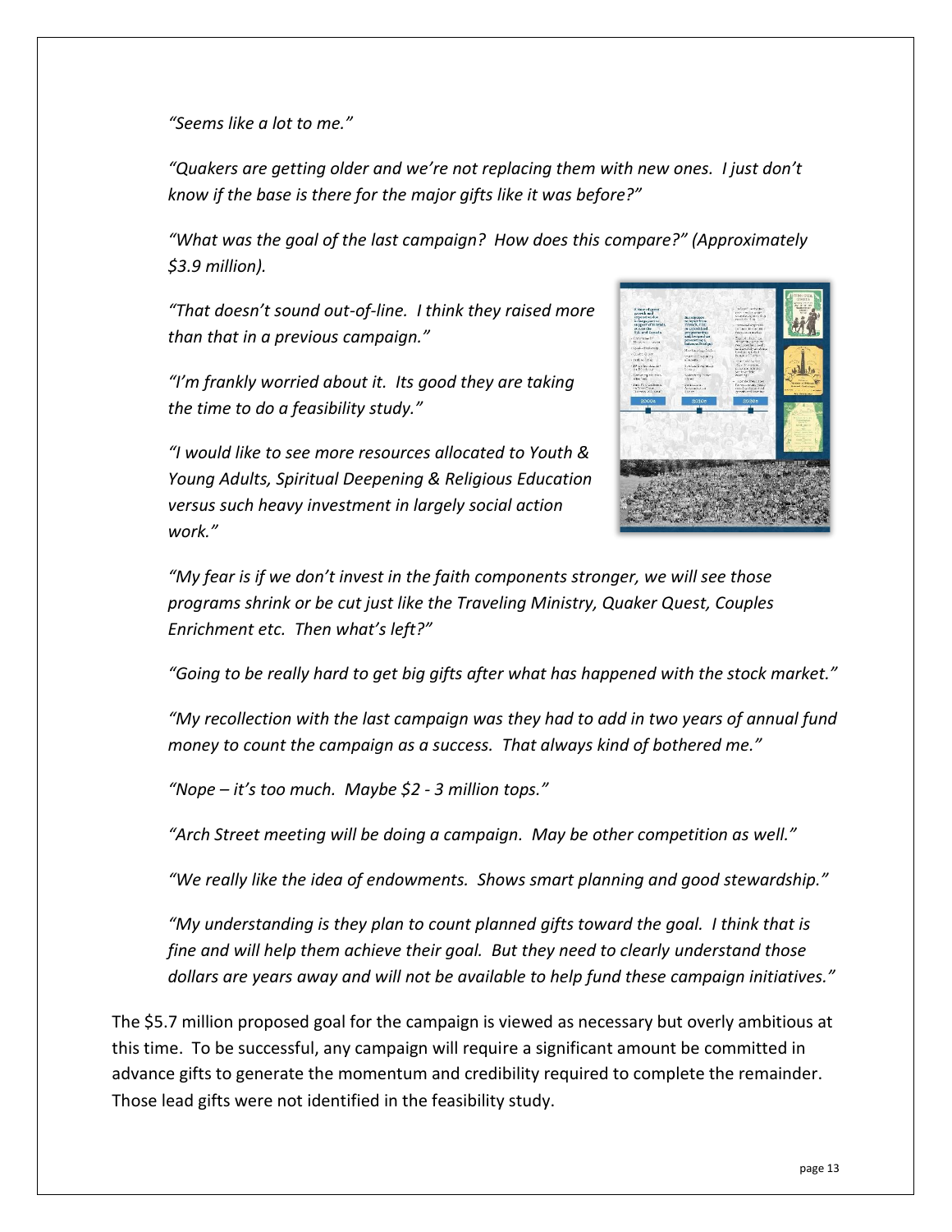*"Seems like a lot to me."*

*"Quakers are getting older and we're not replacing them with new ones. I just don't know if the base is there for the major gifts like it was before?"*

*"What was the goal of the last campaign? How does this compare?" (Approximately $3.9 million).*

*"That doesn't sound out-of-line. I think they raised more than that in a previous campaign."*

*"I'm frankly worried about it. Its good they are taking the time to do a feasibility study."*

*"I would like to see more resources allocated to Youth & Young Adults, Spiritual Deepening & Religious Education versus such heavy investment in largely social action work."*

*"My fear is if we don't invest in the faith components stronger, we will see those programs shrink or be cut just like the Traveling Ministry, Quaker Quest, Couples Enrichment etc. Then what's left?"*

*"Going to be really hard to get big gifts after what has happened with the stock market."*

*"My recollection with the last campaign was they had to add in two years of annual fund money to count the campaign as a success. That always kind of bothered me."*

*"Nope – it's too much. Maybe $2 - 3 million tops."*

*"Arch Street meeting will be doing a campaign. May be other competition as well."*

*"We really like the idea of endowments. Shows smart planning and good stewardship."*

*"My understanding is they plan to count planned gifts toward the goal. I think that is fine and will help them achieve their goal. But they need to clearly understand those dollars are years away and will not be available to help fund these campaign initiatives."*

The $5.7 million proposed goal for the campaign is viewed as necessary but overly ambitious at this time. To be successful, any campaign will require a significant amount be committed in advance gifts to generate the momentum and credibility required to complete the remainder. Those lead gifts were not identified in the feasibility study.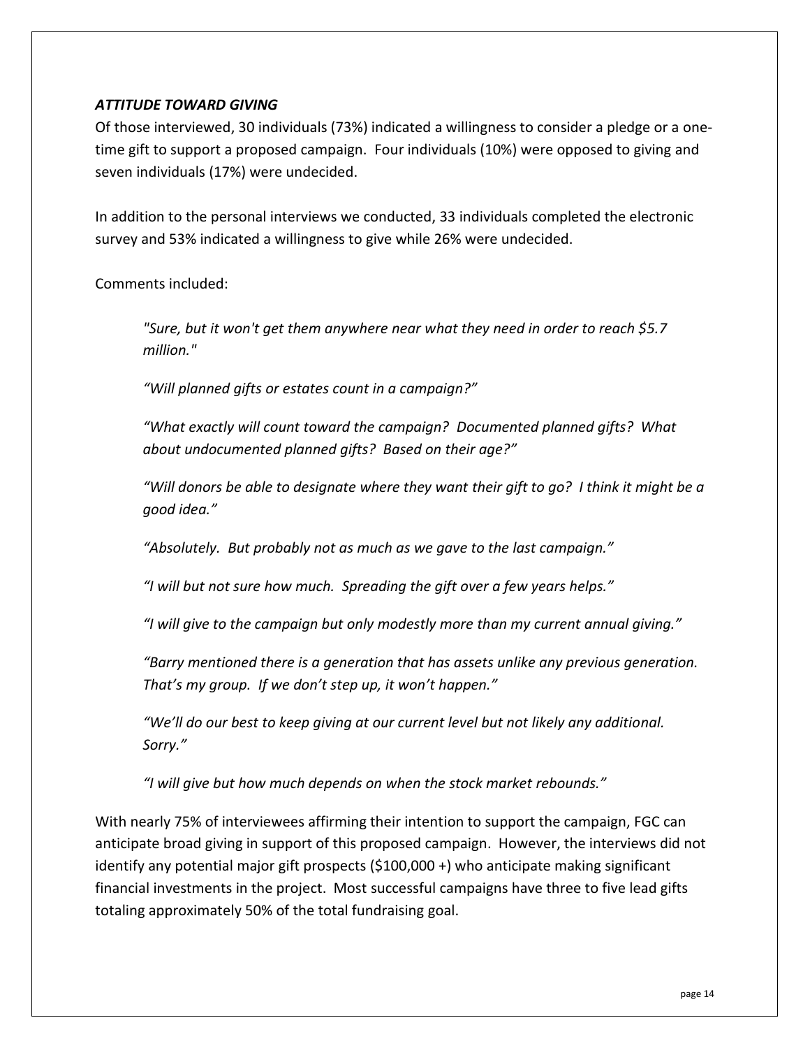### *ATTITUDE TOWARD GIVING*

Of those interviewed, 30 individuals (73%) indicated a willingness to consider a pledge or a one-time gift to support a proposed campaign. Four individuals (10%) were opposed to giving and seven individuals (17%) were undecided.

In addition to the personal interviews we conducted, 33 individuals completed the electronic survey and 53% indicated a willingness to give while 26% were undecided.

Comments included:

> *"Sure, but it won't get them anywhere near what they need in order to reach $5.7 million."*
>
> *"Will planned gifts or estates count in a campaign?"*
>
> *"What exactly will count toward the campaign? Documented planned gifts? What about undocumented planned gifts? Based on their age?"*
>
> *"Will donors be able to designate where they want their gift to go? I think it might be a good idea."*
>
> *"Absolutely. But probably not as much as we gave to the last campaign."*
>
> *"I will but not sure how much. Spreading the gift over a few years helps."*
>
> *"I will give to the campaign but only modestly more than my current annual giving."*
>
> *"Barry mentioned there is a generation that has assets unlike any previous generation. That's my group. If we don't step up, it won't happen."*
>
> *"We'll do our best to keep giving at our current level but not likely any additional. Sorry."*
>
> *"I will give but how much depends on when the stock market rebounds."*

With nearly 75% of interviewees affirming their intention to support the campaign, FGC can anticipate broad giving in support of this proposed campaign. However, the interviews did not identify any potential major gift prospects ($100,000 +) who anticipate making significant financial investments in the project. Most successful campaigns have three to five lead gifts totaling approximately 50% of the total fundraising goal.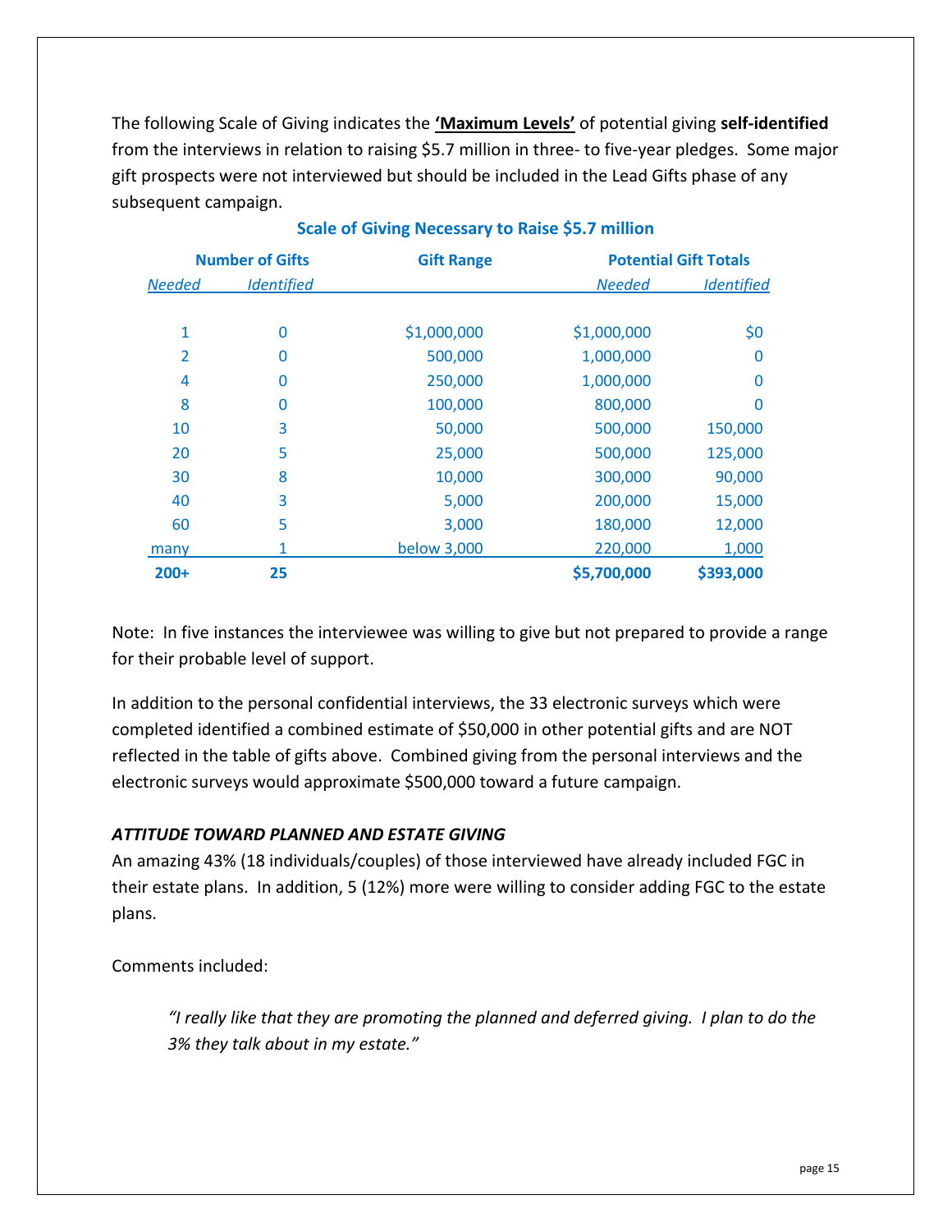The following Scale of Giving indicates the **<u>'Maximum Levels'</u>** of potential giving **self-identified** from the interviews in relation to raising $5.7 million in three- to five-year pledges. Some major gift prospects were not interviewed but should be included in the Lead Gifts phase of any subsequent campaign.

**Scale of Giving Necessary to Raise $5.7 million**

| Number of Gifts | | Gift Range | Potential Gift Totals | |
|---|---|---|---|---|
| *Needed* | *Identified* | | *Needed* | *Identified* |
| 1 | 0 | $1,000,000 | $1,000,000 | $0 |
| 2 | 0 | 500,000 | 1,000,000 | 0 |
| 4 | 0 | 250,000 | 1,000,000 | 0 |
| 8 | 0 | 100,000 | 800,000 | 0 |
| 10 | 3 | 50,000 | 500,000 | 150,000 |
| 20 | 5 | 25,000 | 500,000 | 125,000 |
| 30 | 8 | 10,000 | 300,000 | 90,000 |
| 40 | 3 | 5,000 | 200,000 | 15,000 |
| 60 | 5 | 3,000 | 180,000 | 12,000 |
| many | 1 | below 3,000 | 220,000 | 1,000 |
| **200+** | **25** | | **$5,700,000** | **$393,000** |

Note: In five instances the interviewee was willing to give but not prepared to provide a range for their probable level of support.

In addition to the personal confidential interviews, the 33 electronic surveys which were completed identified a combined estimate of $50,000 in other potential gifts and are NOT reflected in the table of gifts above. Combined giving from the personal interviews and the electronic surveys would approximate $500,000 toward a future campaign.

### *ATTITUDE TOWARD PLANNED AND ESTATE GIVING*

An amazing 43% (18 individuals/couples) of those interviewed have already included FGC in their estate plans. In addition, 5 (12%) more were willing to consider adding FGC to the estate plans.

Comments included:

> *"I really like that they are promoting the planned and deferred giving. I plan to do the 3% they talk about in my estate."*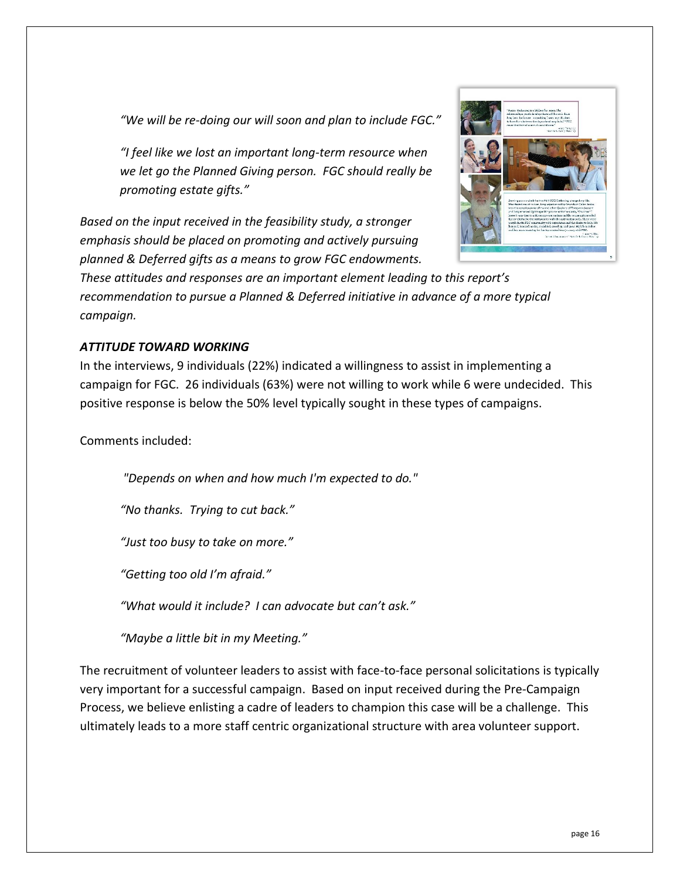*"We will be re-doing our will soon and plan to include FGC."*

*"I feel like we lost an important long-term resource when we let go the Planned Giving person. FGC should really be promoting estate gifts."*

*Based on the input received in the feasibility study, a stronger emphasis should be placed on promoting and actively pursuing planned & Deferred gifts as a means to grow FGC endowments. These attitudes and responses are an important element leading to this report's recommendation to pursue a Planned & Deferred initiative in advance of a more typical campaign.*

### *ATTITUDE TOWARD WORKING*

In the interviews, 9 individuals (22%) indicated a willingness to assist in implementing a campaign for FGC. 26 individuals (63%) were not willing to work while 6 were undecided. This positive response is below the 50% level typically sought in these types of campaigns.

Comments included:

*"Depends on when and how much I'm expected to do."*

*"No thanks. Trying to cut back."*

*"Just too busy to take on more."*

*"Getting too old I'm afraid."*

*"What would it include? I can advocate but can't ask."*

*"Maybe a little bit in my Meeting."*

The recruitment of volunteer leaders to assist with face-to-face personal solicitations is typically very important for a successful campaign. Based on input received during the Pre-Campaign Process, we believe enlisting a cadre of leaders to champion this case will be a challenge. This ultimately leads to a more staff centric organizational structure with area volunteer support.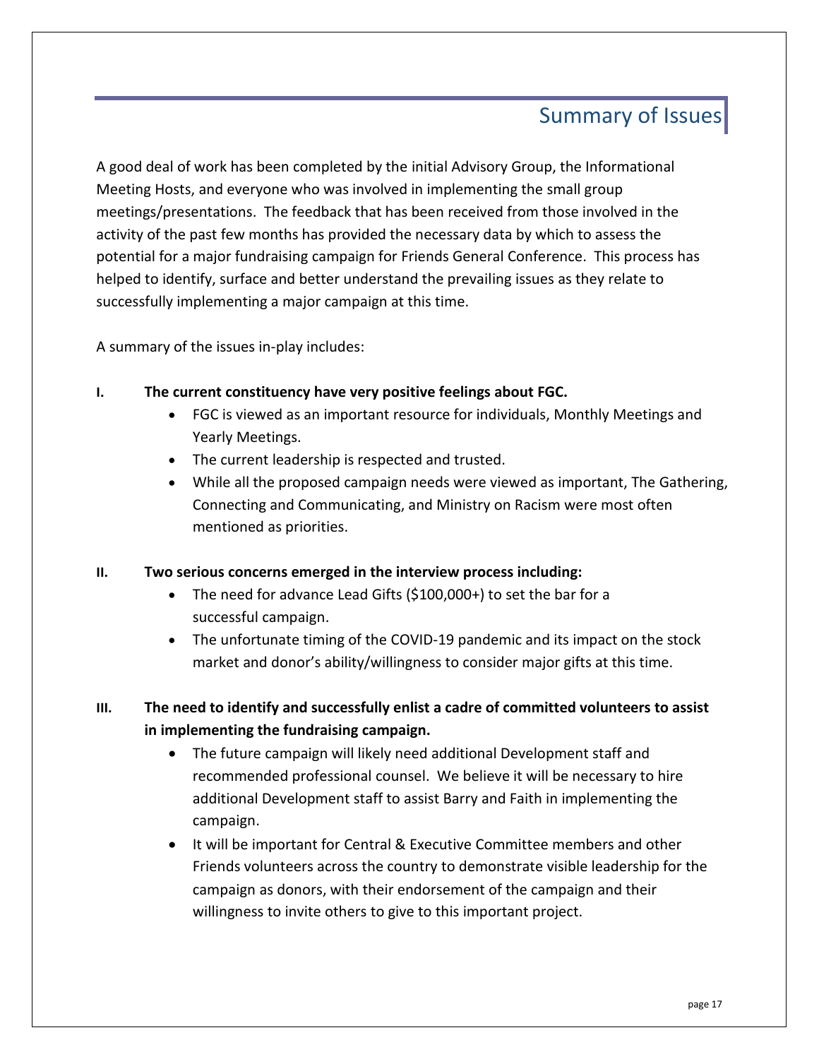# Summary of Issues

A good deal of work has been completed by the initial Advisory Group, the Informational Meeting Hosts, and everyone who was involved in implementing the small group meetings/presentations. The feedback that has been received from those involved in the activity of the past few months has provided the necessary data by which to assess the potential for a major fundraising campaign for Friends General Conference. This process has helped to identify, surface and better understand the prevailing issues as they relate to successfully implementing a major campaign at this time.

A summary of the issues in-play includes:

**I. The current constituency have very positive feelings about FGC.**

- FGC is viewed as an important resource for individuals, Monthly Meetings and Yearly Meetings.
- The current leadership is respected and trusted.
- While all the proposed campaign needs were viewed as important, The Gathering, Connecting and Communicating, and Ministry on Racism were most often mentioned as priorities.

**II. Two serious concerns emerged in the interview process including:**

- The need for advance Lead Gifts ($100,000+) to set the bar for a successful campaign.
- The unfortunate timing of the COVID-19 pandemic and its impact on the stock market and donor's ability/willingness to consider major gifts at this time.

**III. The need to identify and successfully enlist a cadre of committed volunteers to assist in implementing the fundraising campaign.**

- The future campaign will likely need additional Development staff and recommended professional counsel. We believe it will be necessary to hire additional Development staff to assist Barry and Faith in implementing the campaign.
- It will be important for Central & Executive Committee members and other Friends volunteers across the country to demonstrate visible leadership for the campaign as donors, with their endorsement of the campaign and their willingness to invite others to give to this important project.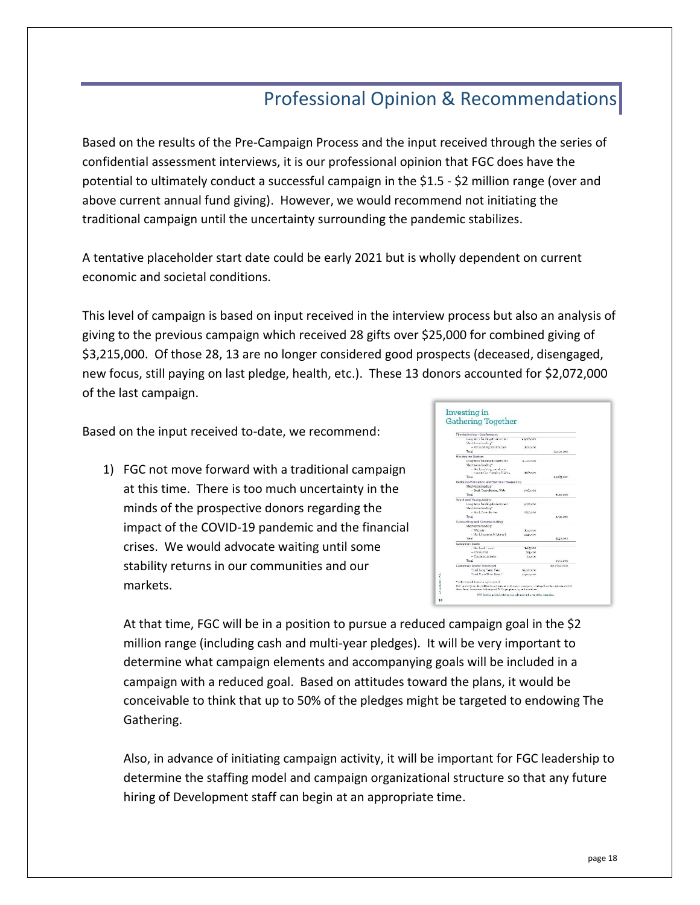# Professional Opinion & Recommendations

Based on the results of the Pre-Campaign Process and the input received through the series of confidential assessment interviews, it is our professional opinion that FGC does have the potential to ultimately conduct a successful campaign in the \$1.5 - \$2 million range (over and above current annual fund giving). However, we would recommend not initiating the traditional campaign until the uncertainty surrounding the pandemic stabilizes.

A tentative placeholder start date could be early 2021 but is wholly dependent on current economic and societal conditions.

This level of campaign is based on input received in the interview process but also an analysis of giving to the previous campaign which received 28 gifts over \$25,000 for combined giving of \$3,215,000. Of those 28, 13 are no longer considered good prospects (deceased, disengaged, new focus, still paying on last pledge, health, etc.). These 13 donors accounted for \$2,072,000 of the last campaign.

Based on the input received to-date, we recommend:

1) FGC not move forward with a traditional campaign at this time. There is too much uncertainty in the minds of the prospective donors regarding the impact of the COVID-19 pandemic and the financial crises. We would advocate waiting until some stability returns in our communities and our markets.

   At that time, FGC will be in a position to pursue a reduced campaign goal in the \$2 million range (including cash and multi-year pledges). It will be very important to determine what campaign elements and accompanying goals will be included in a campaign with a reduced goal. Based on attitudes toward the plans, it would be conceivable to think that up to 50% of the pledges might be targeted to endowing The Gathering.

   Also, in advance of initiating campaign activity, it will be important for FGC leadership to determine the staffing model and campaign organizational structure so that any future hiring of Development staff can begin at an appropriate time.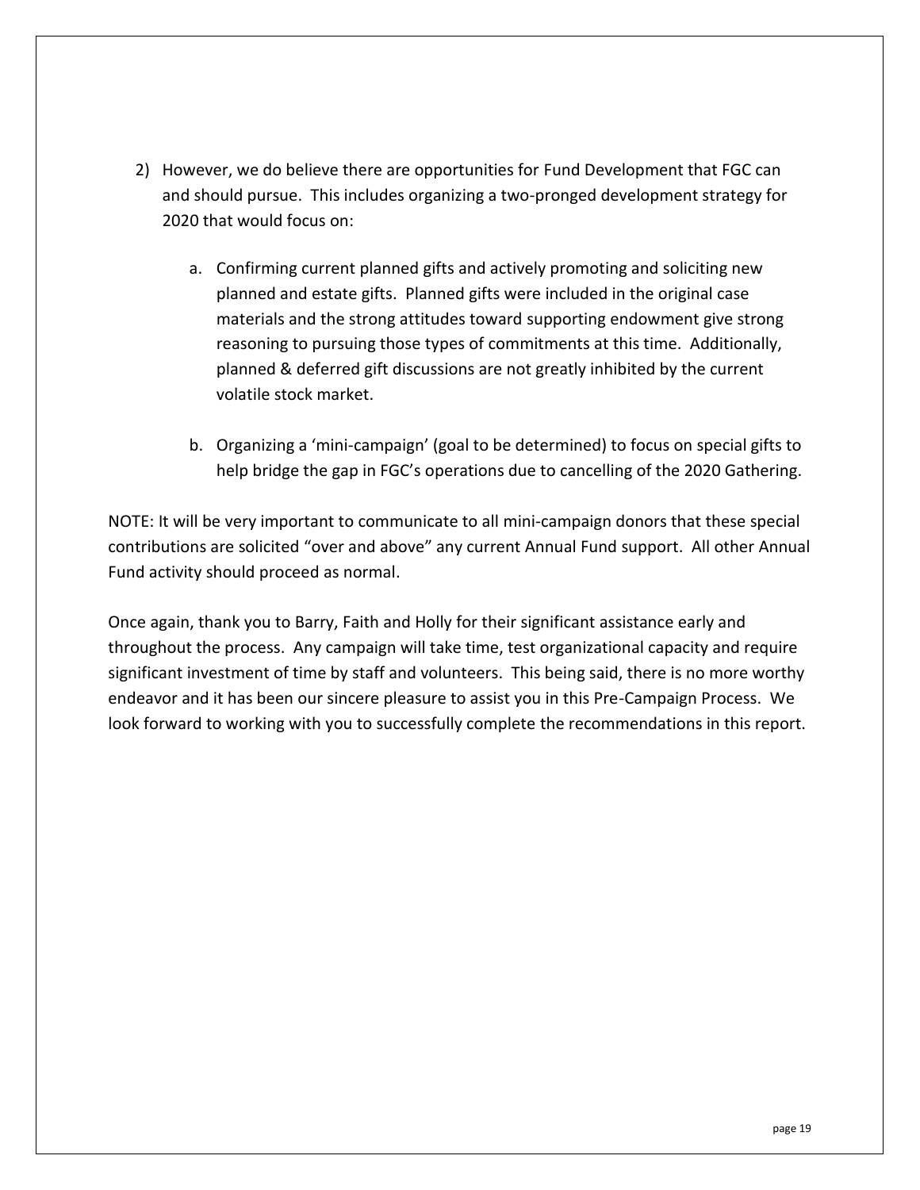2) However, we do believe there are opportunities for Fund Development that FGC can and should pursue. This includes organizing a two-pronged development strategy for 2020 that would focus on:

   a. Confirming current planned gifts and actively promoting and soliciting new planned and estate gifts. Planned gifts were included in the original case materials and the strong attitudes toward supporting endowment give strong reasoning to pursuing those types of commitments at this time. Additionally, planned & deferred gift discussions are not greatly inhibited by the current volatile stock market.

   b. Organizing a 'mini-campaign' (goal to be determined) to focus on special gifts to help bridge the gap in FGC's operations due to cancelling of the 2020 Gathering.

NOTE: It will be very important to communicate to all mini-campaign donors that these special contributions are solicited "over and above" any current Annual Fund support. All other Annual Fund activity should proceed as normal.

Once again, thank you to Barry, Faith and Holly for their significant assistance early and throughout the process. Any campaign will take time, test organizational capacity and require significant investment of time by staff and volunteers. This being said, there is no more worthy endeavor and it has been our sincere pleasure to assist you in this Pre-Campaign Process. We look forward to working with you to successfully complete the recommendations in this report.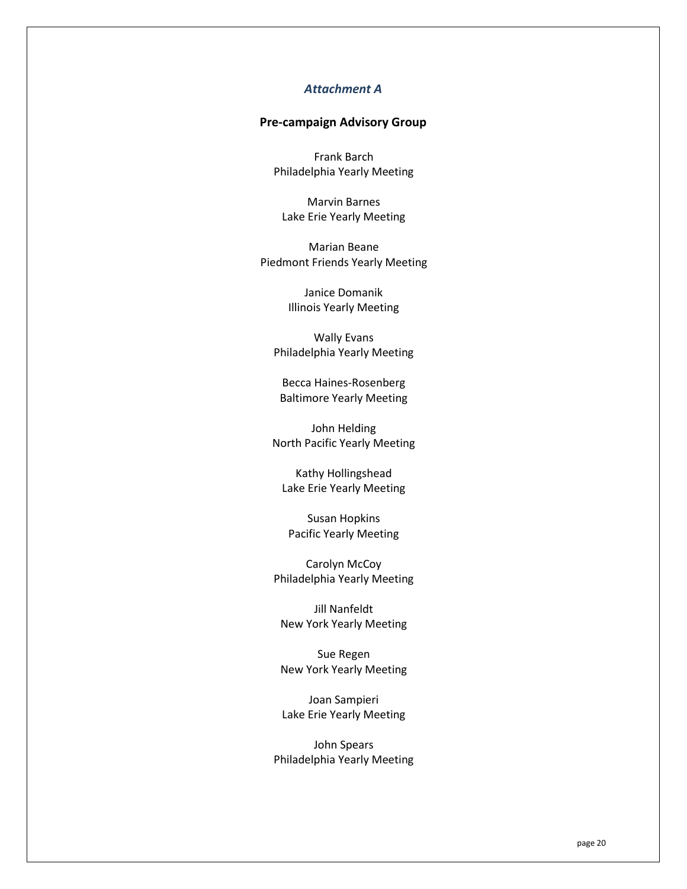*Attachment A*

## Pre-campaign Advisory Group

Frank Barch
Philadelphia Yearly Meeting

Marvin Barnes
Lake Erie Yearly Meeting

Marian Beane
Piedmont Friends Yearly Meeting

Janice Domanik
Illinois Yearly Meeting

Wally Evans
Philadelphia Yearly Meeting

Becca Haines-Rosenberg
Baltimore Yearly Meeting

John Helding
North Pacific Yearly Meeting

Kathy Hollingshead
Lake Erie Yearly Meeting

Susan Hopkins
Pacific Yearly Meeting

Carolyn McCoy
Philadelphia Yearly Meeting

Jill Nanfeldt
New York Yearly Meeting

Sue Regen
New York Yearly Meeting

Joan Sampieri
Lake Erie Yearly Meeting

John Spears
Philadelphia Yearly Meeting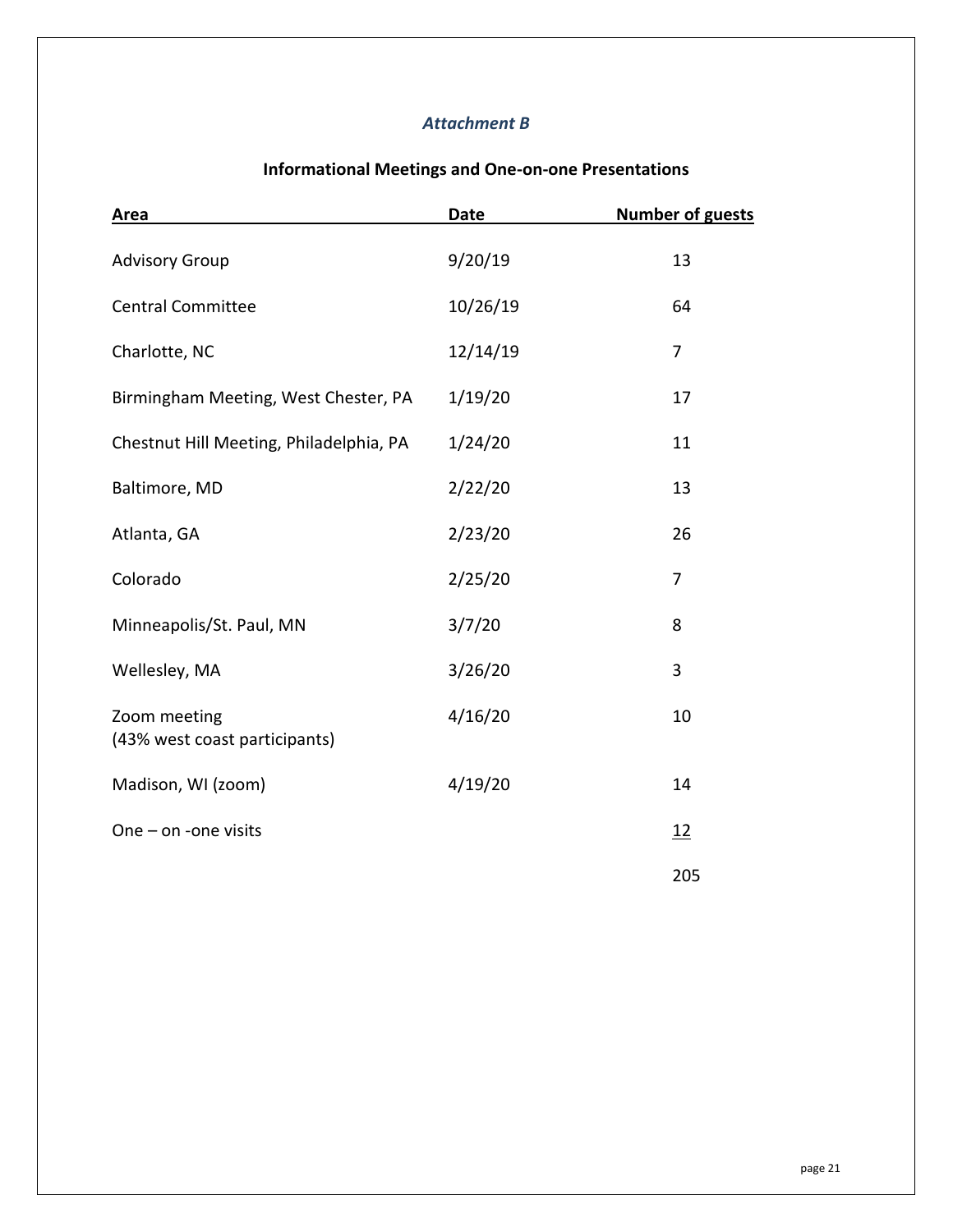*Attachment B*

**Informational Meetings and One-on-one Presentations**

| Area | Date | Number of guests |
| --- | --- | --- |
| Advisory Group | 9/20/19 | 13 |
| Central Committee | 10/26/19 | 64 |
| Charlotte, NC | 12/14/19 | 7 |
| Birmingham Meeting, West Chester, PA | 1/19/20 | 17 |
| Chestnut Hill Meeting, Philadelphia, PA | 1/24/20 | 11 |
| Baltimore, MD | 2/22/20 | 13 |
| Atlanta, GA | 2/23/20 | 26 |
| Colorado | 2/25/20 | 7 |
| Minneapolis/St. Paul, MN | 3/7/20 | 8 |
| Wellesley, MA | 3/26/20 | 3 |
| Zoom meeting (43% west coast participants) | 4/16/20 | 10 |
| Madison, WI (zoom) | 4/19/20 | 14 |
| One – on -one visits | | 12 |
| | | 205 |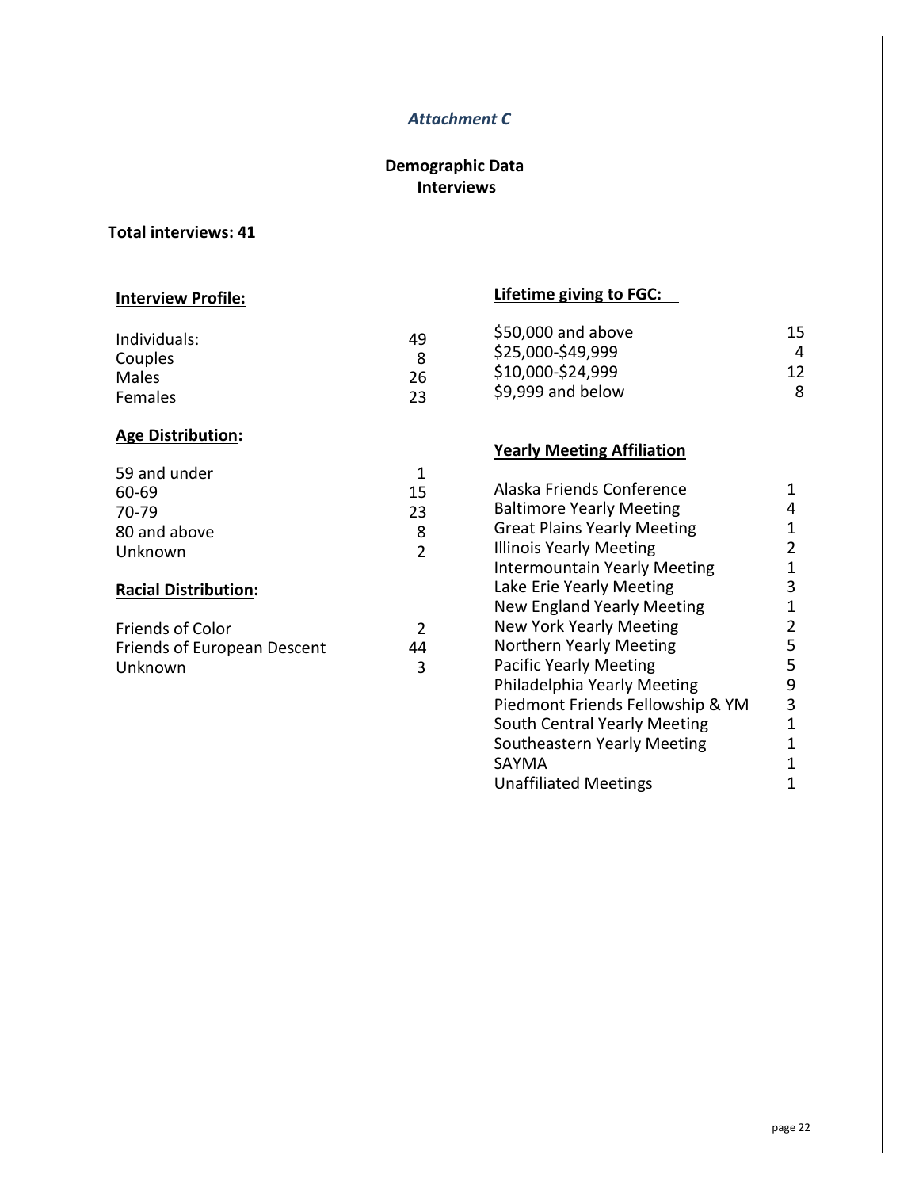*Attachment C*

**Demographic Data**
**Interviews**

**Total interviews: 41**

**Interview Profile:**

| | |
|---|---|
| Individuals: | 49 |
| Couples | 8 |
| Males | 26 |
| Females | 23 |

**Age Distribution:**

| | |
|---|---|
| 59 and under | 1 |
| 60-69 | 15 |
| 70-79 | 23 |
| 80 and above | 8 |
| Unknown | 2 |

**Racial Distribution:**

| | |
|---|---|
| Friends of Color | 2 |
| Friends of European Descent | 44 |
| Unknown | 3 |

**Lifetime giving to FGC:**

| | |
|---|---|
| $50,000 and above | 15 |
| $25,000-$49,999 | 4 |
| $10,000-$24,999 | 12 |
| $9,999 and below | 8 |

**Yearly Meeting Affiliation**

| | |
|---|---|
| Alaska Friends Conference | 1 |
| Baltimore Yearly Meeting | 4 |
| Great Plains Yearly Meeting | 1 |
| Illinois Yearly Meeting | 2 |
| Intermountain Yearly Meeting | 1 |
| Lake Erie Yearly Meeting | 3 |
| New England Yearly Meeting | 1 |
| New York Yearly Meeting | 2 |
| Northern Yearly Meeting | 5 |
| Pacific Yearly Meeting | 5 |
| Philadelphia Yearly Meeting | 9 |
| Piedmont Friends Fellowship & YM | 3 |
| South Central Yearly Meeting | 1 |
| Southeastern Yearly Meeting | 1 |
| SAYMA | 1 |
| Unaffiliated Meetings | 1 |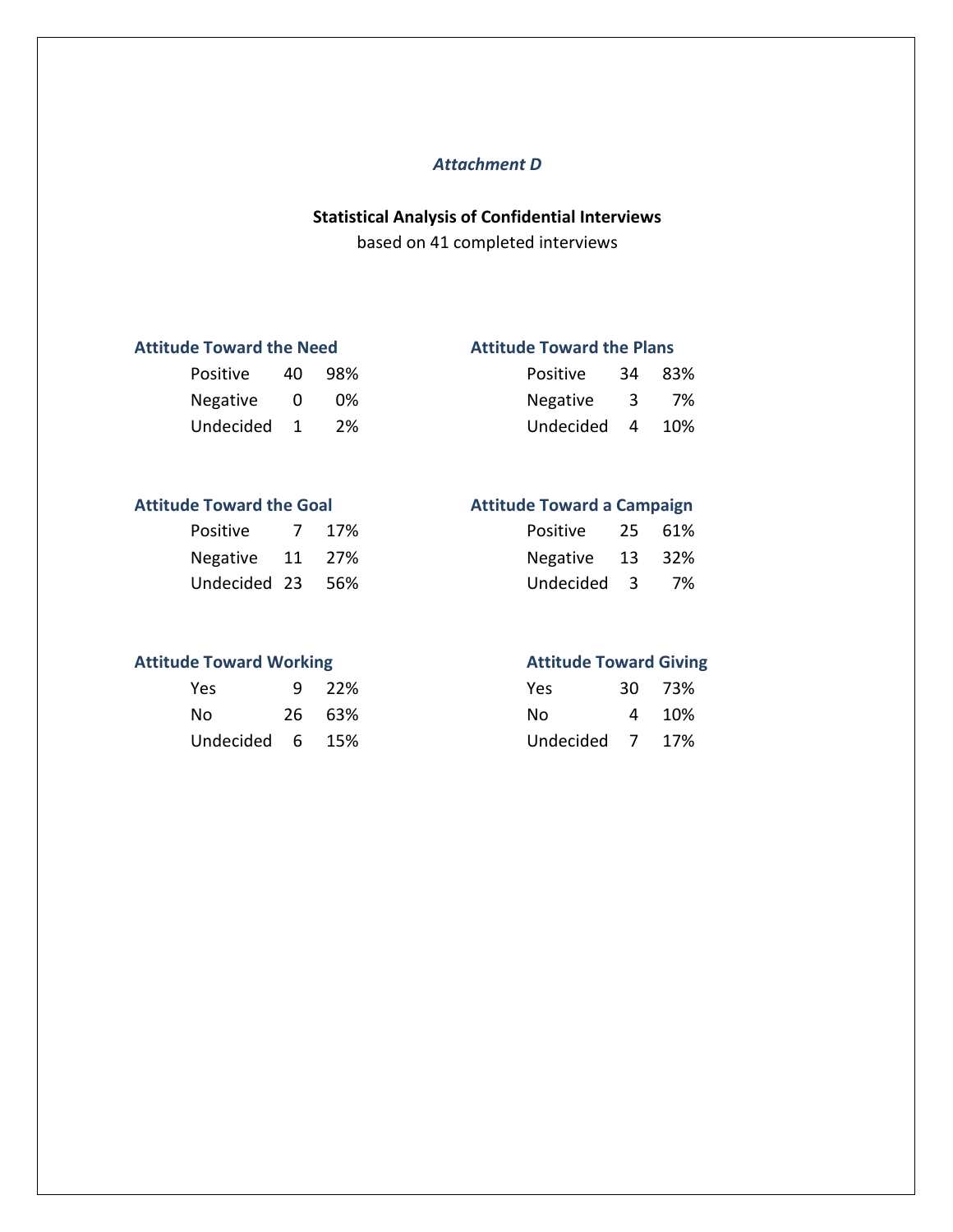*Attachment D*

**Statistical Analysis of Confidential Interviews**

based on 41 completed interviews

### Attitude Toward the Need

| | | |
|---|---|---|
| Positive | 40 | 98% |
| Negative | 0 | 0% |
| Undecided | 1 | 2% |

### Attitude Toward the Plans

| | | |
|---|---|---|
| Positive | 34 | 83% |
| Negative | 3 | 7% |
| Undecided | 4 | 10% |

### Attitude Toward the Goal

| | | |
|---|---|---|
| Positive | 7 | 17% |
| Negative | 11 | 27% |
| Undecided | 23 | 56% |

### Attitude Toward a Campaign

| | | |
|---|---|---|
| Positive | 25 | 61% |
| Negative | 13 | 32% |
| Undecided | 3 | 7% |

### Attitude Toward Working

| | | |
|---|---|---|
| Yes | 9 | 22% |
| No | 26 | 63% |
| Undecided | 6 | 15% |

### Attitude Toward Giving

| | | |
|---|---|---|
| Yes | 30 | 73% |
| No | 4 | 10% |
| Undecided | 7 | 17% |